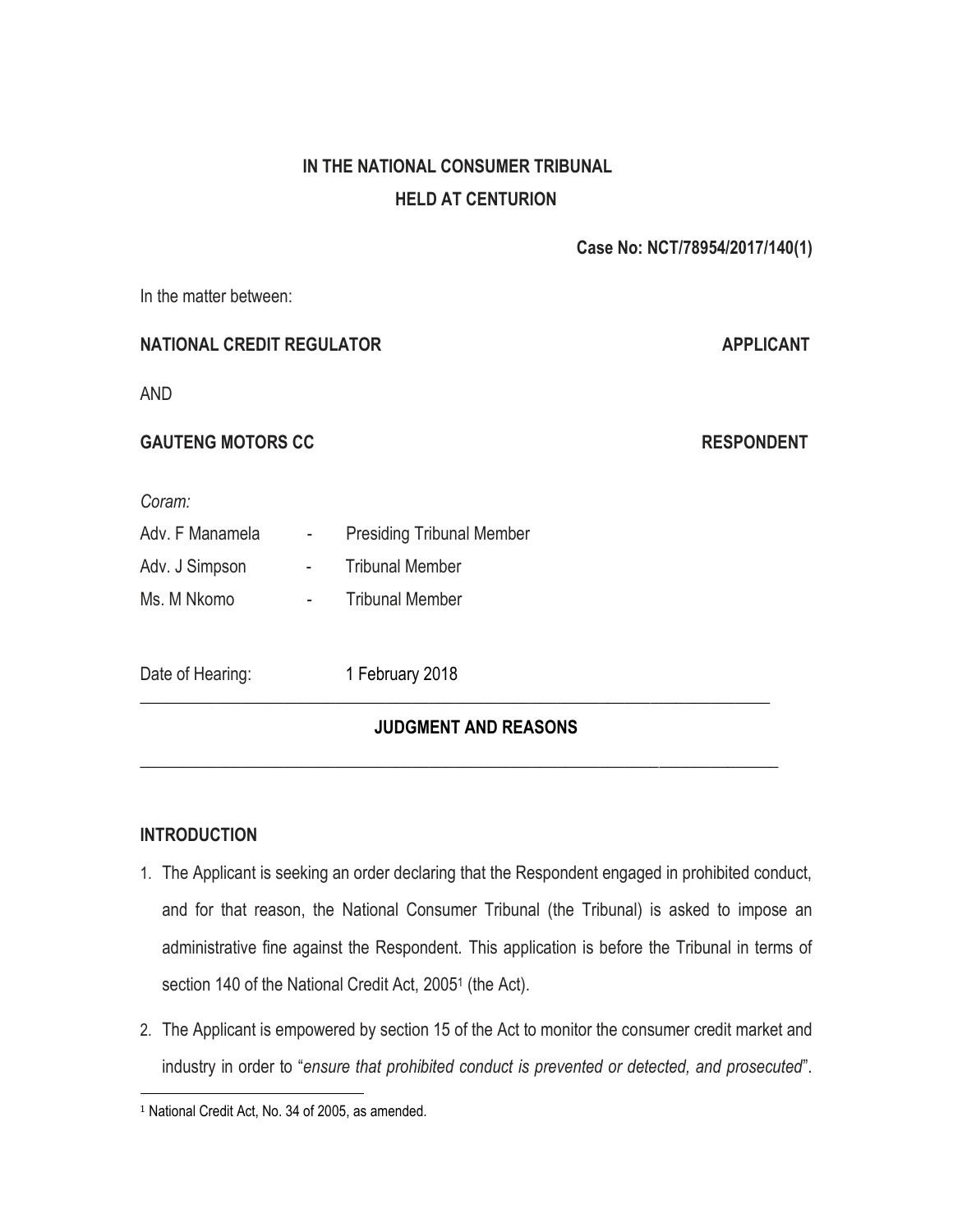**IN THE NATIONAL CONSUMER TRIBUNAL**
**HELD AT CENTURION**

**Case No: NCT/78954/2017/140(1)**

In the matter between:

**NATIONAL CREDIT REGULATOR** **APPLICANT**

AND

**GAUTENG MOTORS CC** **RESPONDENT**

*Coram:*

Adv. F Manamela - Presiding Tribunal Member

Adv. J Simpson - Tribunal Member

Ms. M Nkomo - Tribunal Member

Date of Hearing: 1 February 2018

---

## JUDGMENT AND REASONS

---

### INTRODUCTION

1. The Applicant is seeking an order declaring that the Respondent engaged in prohibited conduct, and for that reason, the National Consumer Tribunal (the Tribunal) is asked to impose an administrative fine against the Respondent. This application is before the Tribunal in terms of section 140 of the National Credit Act, 2005[1] (the Act).

2. The Applicant is empowered by section 15 of the Act to monitor the consumer credit market and industry in order to "*ensure that prohibited conduct is prevented or detected, and prosecuted*".

---

[1] National Credit Act, No. 34 of 2005, as amended.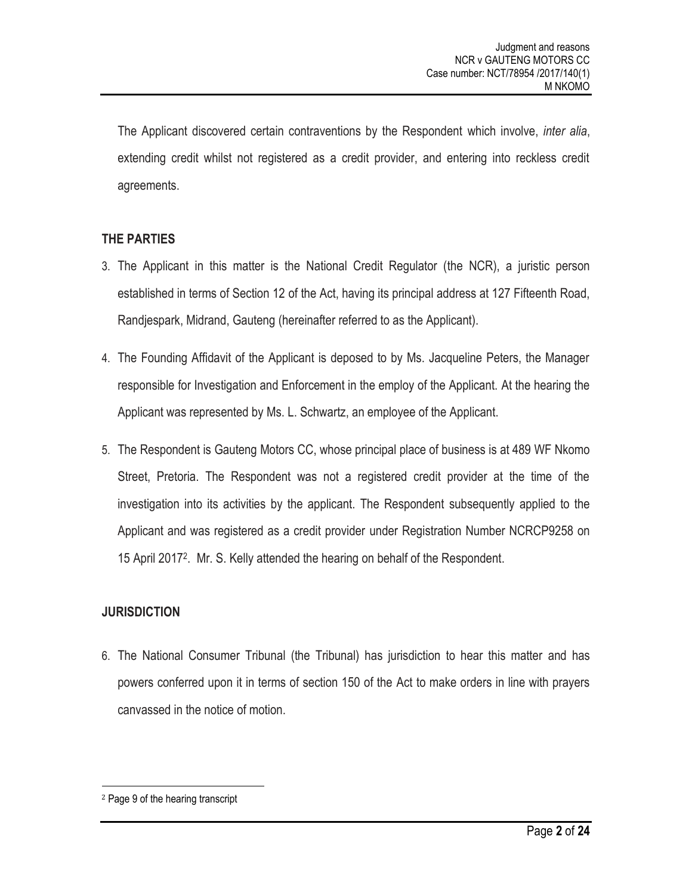The Applicant discovered certain contraventions by the Respondent which involve, *inter alia*, extending credit whilst not registered as a credit provider, and entering into reckless credit agreements.

## THE PARTIES

3. The Applicant in this matter is the National Credit Regulator (the NCR), a juristic person established in terms of Section 12 of the Act, having its principal address at 127 Fifteenth Road, Randjespark, Midrand, Gauteng (hereinafter referred to as the Applicant).

4. The Founding Affidavit of the Applicant is deposed to by Ms. Jacqueline Peters, the Manager responsible for Investigation and Enforcement in the employ of the Applicant. At the hearing the Applicant was represented by Ms. L. Schwartz, an employee of the Applicant.

5. The Respondent is Gauteng Motors CC, whose principal place of business is at 489 WF Nkomo Street, Pretoria. The Respondent was not a registered credit provider at the time of the investigation into its activities by the applicant. The Respondent subsequently applied to the Applicant and was registered as a credit provider under Registration Number NCRCP9258 on 15 April 2017[2]. Mr. S. Kelly attended the hearing on behalf of the Respondent.

## JURISDICTION

6. The National Consumer Tribunal (the Tribunal) has jurisdiction to hear this matter and has powers conferred upon it in terms of section 150 of the Act to make orders in line with prayers canvassed in the notice of motion.

---

[2] Page 9 of the hearing transcript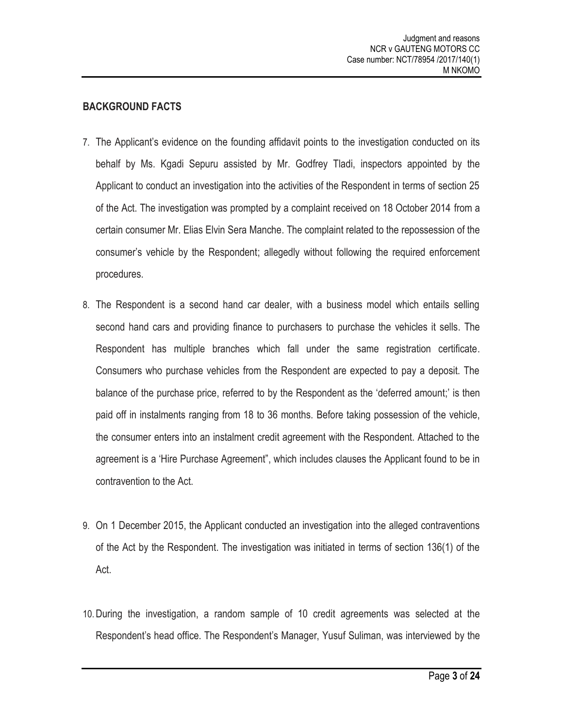## BACKGROUND FACTS

7. The Applicant's evidence on the founding affidavit points to the investigation conducted on its behalf by Ms. Kgadi Sepuru assisted by Mr. Godfrey Tladi, inspectors appointed by the Applicant to conduct an investigation into the activities of the Respondent in terms of section 25 of the Act. The investigation was prompted by a complaint received on 18 October 2014 from a certain consumer Mr. Elias Elvin Sera Manche. The complaint related to the repossession of the consumer's vehicle by the Respondent; allegedly without following the required enforcement procedures.

8. The Respondent is a second hand car dealer, with a business model which entails selling second hand cars and providing finance to purchasers to purchase the vehicles it sells. The Respondent has multiple branches which fall under the same registration certificate. Consumers who purchase vehicles from the Respondent are expected to pay a deposit. The balance of the purchase price, referred to by the Respondent as the 'deferred amount;' is then paid off in instalments ranging from 18 to 36 months. Before taking possession of the vehicle, the consumer enters into an instalment credit agreement with the Respondent. Attached to the agreement is a 'Hire Purchase Agreement", which includes clauses the Applicant found to be in contravention to the Act.

9. On 1 December 2015, the Applicant conducted an investigation into the alleged contraventions of the Act by the Respondent. The investigation was initiated in terms of section 136(1) of the Act.

10. During the investigation, a random sample of 10 credit agreements was selected at the Respondent's head office. The Respondent's Manager, Yusuf Suliman, was interviewed by the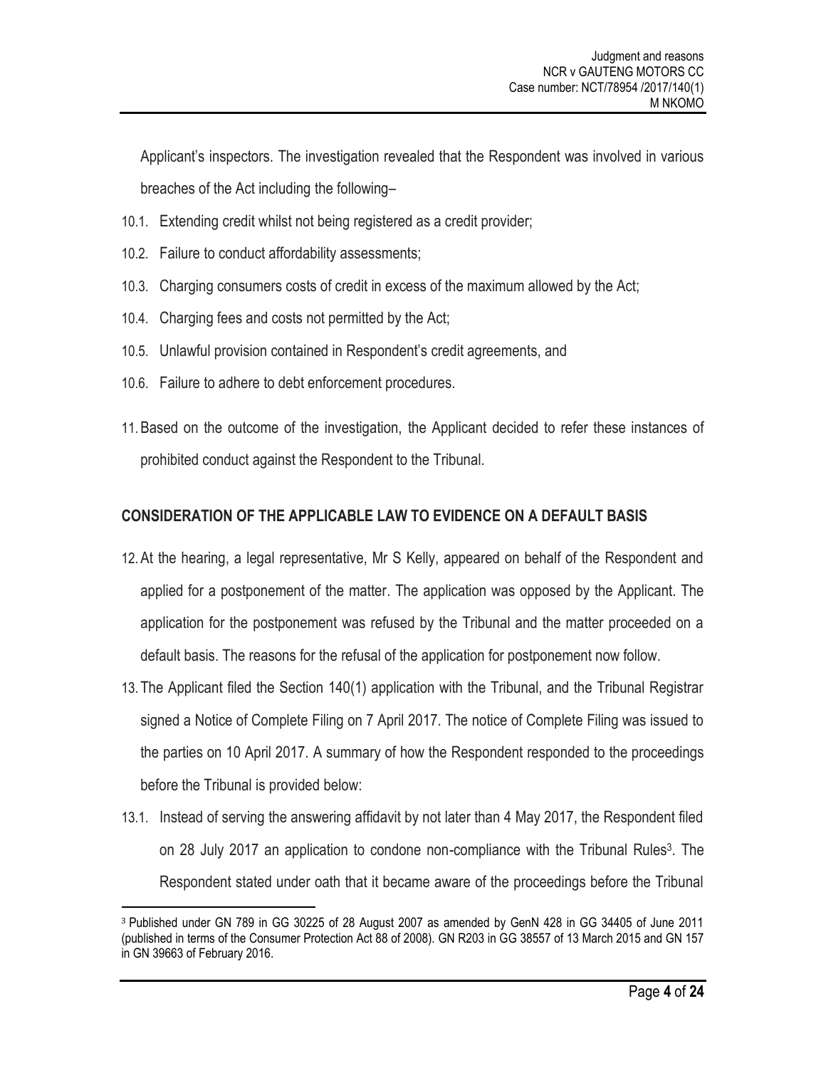Applicant's inspectors. The investigation revealed that the Respondent was involved in various breaches of the Act including the following–

10.1. Extending credit whilst not being registered as a credit provider;

10.2. Failure to conduct affordability assessments;

10.3. Charging consumers costs of credit in excess of the maximum allowed by the Act;

10.4. Charging fees and costs not permitted by the Act;

10.5. Unlawful provision contained in Respondent's credit agreements, and

10.6. Failure to adhere to debt enforcement procedures.

11. Based on the outcome of the investigation, the Applicant decided to refer these instances of prohibited conduct against the Respondent to the Tribunal.

## CONSIDERATION OF THE APPLICABLE LAW TO EVIDENCE ON A DEFAULT BASIS

12. At the hearing, a legal representative, Mr S Kelly, appeared on behalf of the Respondent and applied for a postponement of the matter. The application was opposed by the Applicant. The application for the postponement was refused by the Tribunal and the matter proceeded on a default basis. The reasons for the refusal of the application for postponement now follow.

13. The Applicant filed the Section 140(1) application with the Tribunal, and the Tribunal Registrar signed a Notice of Complete Filing on 7 April 2017. The notice of Complete Filing was issued to the parties on 10 April 2017. A summary of how the Respondent responded to the proceedings before the Tribunal is provided below:

13.1. Instead of serving the answering affidavit by not later than 4 May 2017, the Respondent filed on 28 July 2017 an application to condone non-compliance with the Tribunal Rules[3]. The Respondent stated under oath that it became aware of the proceedings before the Tribunal

[3] Published under GN 789 in GG 30225 of 28 August 2007 as amended by GenN 428 in GG 34405 of June 2011 (published in terms of the Consumer Protection Act 88 of 2008). GN R203 in GG 38557 of 13 March 2015 and GN 157 in GN 39663 of February 2016.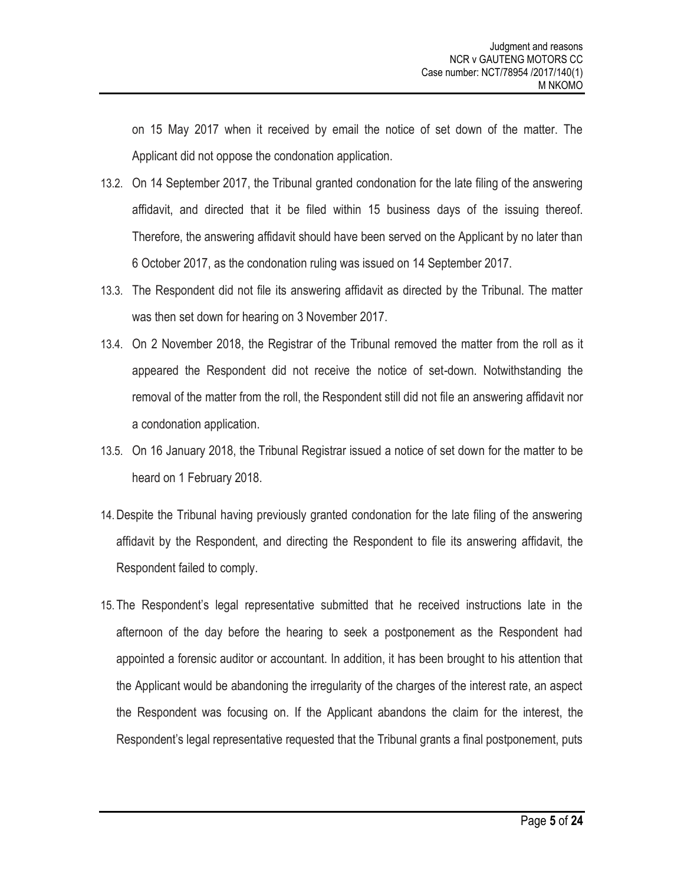on 15 May 2017 when it received by email the notice of set down of the matter. The Applicant did not oppose the condonation application.

13.2. On 14 September 2017, the Tribunal granted condonation for the late filing of the answering affidavit, and directed that it be filed within 15 business days of the issuing thereof. Therefore, the answering affidavit should have been served on the Applicant by no later than 6 October 2017, as the condonation ruling was issued on 14 September 2017.

13.3. The Respondent did not file its answering affidavit as directed by the Tribunal. The matter was then set down for hearing on 3 November 2017.

13.4. On 2 November 2018, the Registrar of the Tribunal removed the matter from the roll as it appeared the Respondent did not receive the notice of set-down. Notwithstanding the removal of the matter from the roll, the Respondent still did not file an answering affidavit nor a condonation application.

13.5. On 16 January 2018, the Tribunal Registrar issued a notice of set down for the matter to be heard on 1 February 2018.

14. Despite the Tribunal having previously granted condonation for the late filing of the answering affidavit by the Respondent, and directing the Respondent to file its answering affidavit, the Respondent failed to comply.

15. The Respondent's legal representative submitted that he received instructions late in the afternoon of the day before the hearing to seek a postponement as the Respondent had appointed a forensic auditor or accountant. In addition, it has been brought to his attention that the Applicant would be abandoning the irregularity of the charges of the interest rate, an aspect the Respondent was focusing on. If the Applicant abandons the claim for the interest, the Respondent's legal representative requested that the Tribunal grants a final postponement, puts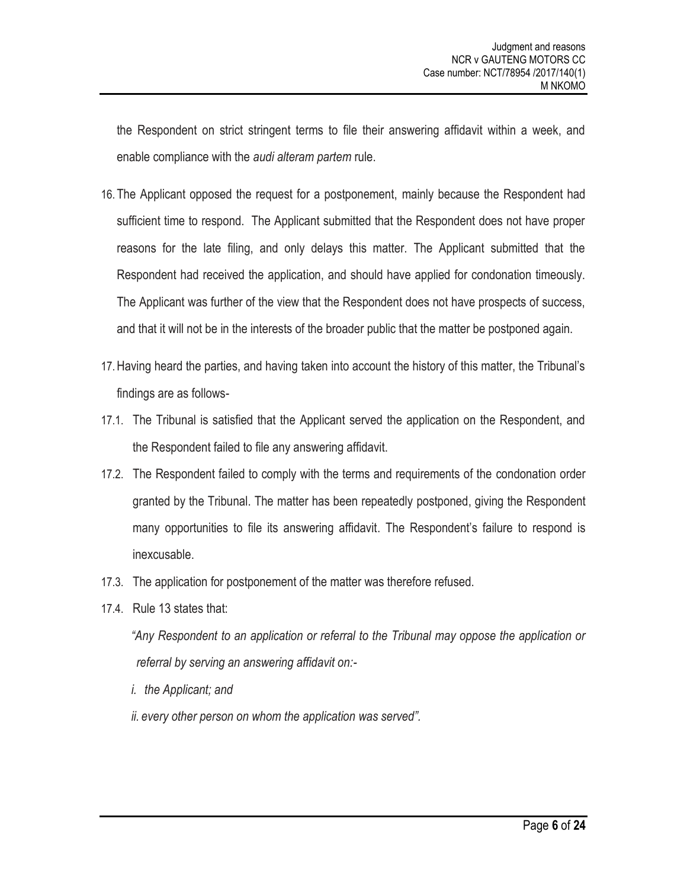the Respondent on strict stringent terms to file their answering affidavit within a week, and enable compliance with the *audi alteram partem* rule.

16. The Applicant opposed the request for a postponement, mainly because the Respondent had sufficient time to respond. The Applicant submitted that the Respondent does not have proper reasons for the late filing, and only delays this matter. The Applicant submitted that the Respondent had received the application, and should have applied for condonation timeously. The Applicant was further of the view that the Respondent does not have prospects of success, and that it will not be in the interests of the broader public that the matter be postponed again.

17. Having heard the parties, and having taken into account the history of this matter, the Tribunal's findings are as follows-

17.1. The Tribunal is satisfied that the Applicant served the application on the Respondent, and the Respondent failed to file any answering affidavit.

17.2. The Respondent failed to comply with the terms and requirements of the condonation order granted by the Tribunal. The matter has been repeatedly postponed, giving the Respondent many opportunities to file its answering affidavit. The Respondent's failure to respond is inexcusable.

17.3. The application for postponement of the matter was therefore refused.

17.4. Rule 13 states that:

*"Any Respondent to an application or referral to the Tribunal may oppose the application or referral by serving an answering affidavit on:-*

*i. the Applicant; and*

*ii. every other person on whom the application was served".*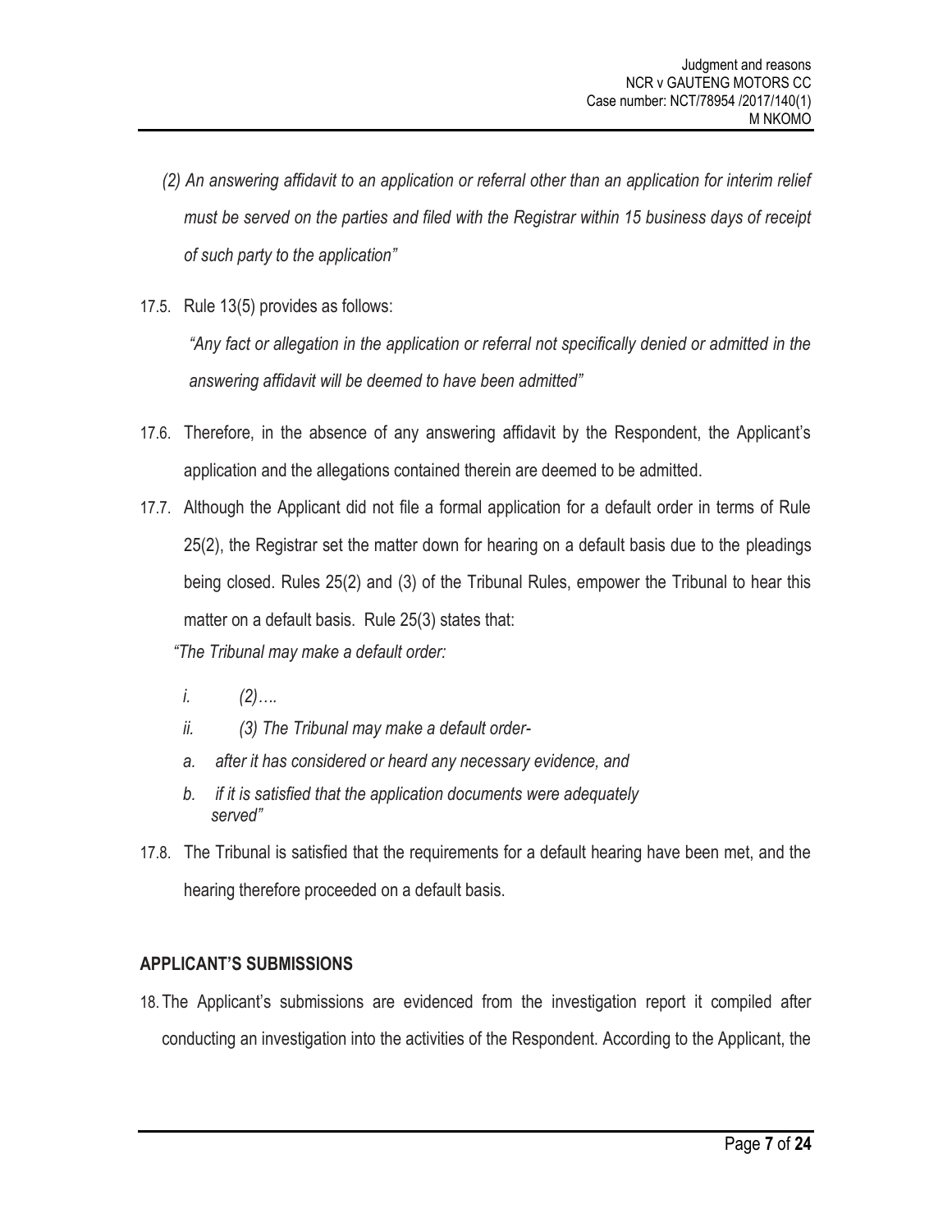*(2) An answering affidavit to an application or referral other than an application for interim relief must be served on the parties and filed with the Registrar within 15 business days of receipt of such party to the application"*

17.5. Rule 13(5) provides as follows:

*"Any fact or allegation in the application or referral not specifically denied or admitted in the answering affidavit will be deemed to have been admitted"*

17.6. Therefore, in the absence of any answering affidavit by the Respondent, the Applicant's application and the allegations contained therein are deemed to be admitted.

17.7. Although the Applicant did not file a formal application for a default order in terms of Rule 25(2), the Registrar set the matter down for hearing on a default basis due to the pleadings being closed. Rules 25(2) and (3) of the Tribunal Rules, empower the Tribunal to hear this matter on a default basis. Rule 25(3) states that:

*"The Tribunal may make a default order:*

*i. (2)….*

*ii. (3) The Tribunal may make a default order-*

*a. after it has considered or heard any necessary evidence, and*

*b. if it is satisfied that the application documents were adequately served"*

17.8. The Tribunal is satisfied that the requirements for a default hearing have been met, and the hearing therefore proceeded on a default basis.

**APPLICANT'S SUBMISSIONS**

18. The Applicant's submissions are evidenced from the investigation report it compiled after conducting an investigation into the activities of the Respondent. According to the Applicant, the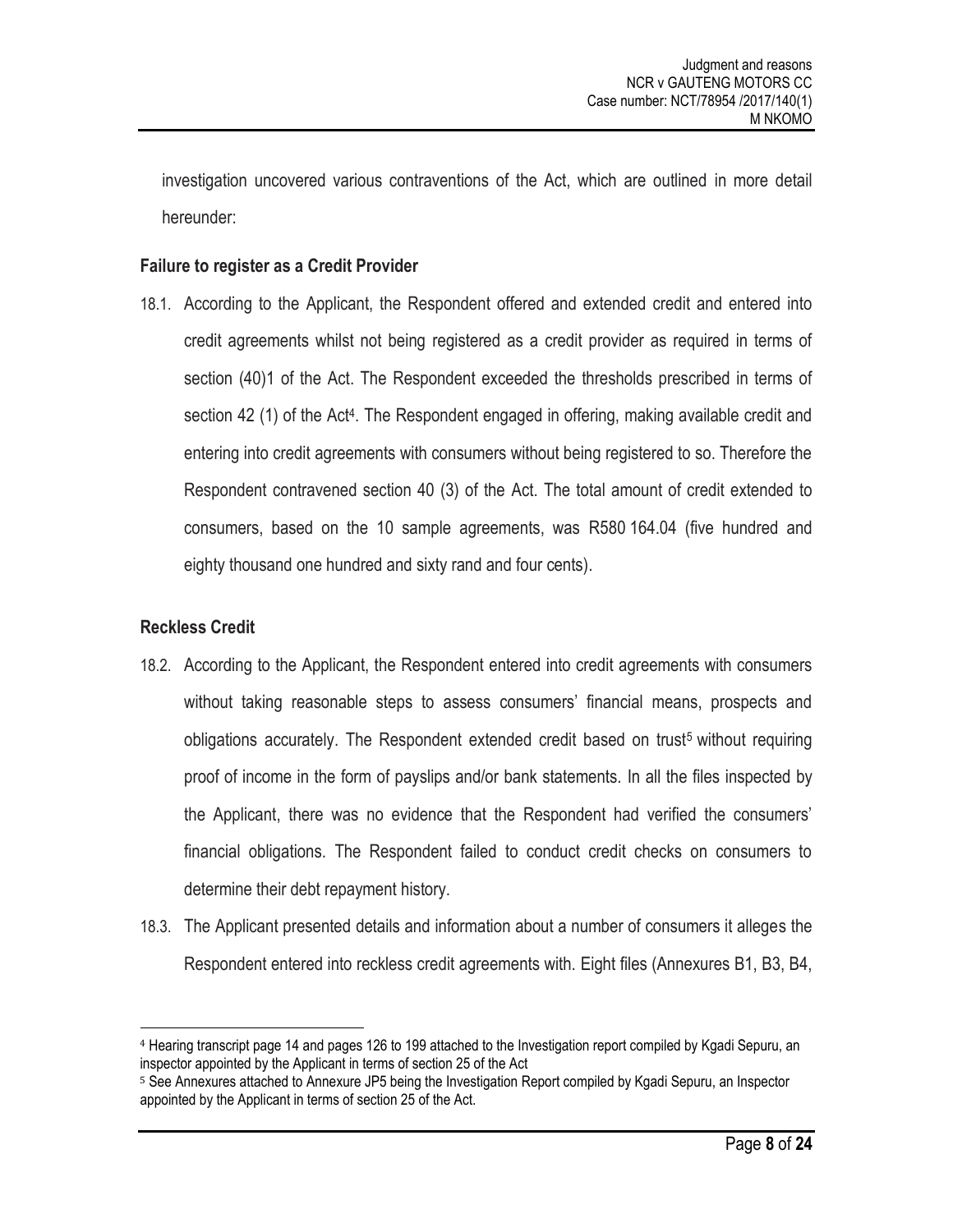investigation uncovered various contraventions of the Act, which are outlined in more detail hereunder:

**Failure to register as a Credit Provider**

18.1. According to the Applicant, the Respondent offered and extended credit and entered into credit agreements whilst not being registered as a credit provider as required in terms of section (40)1 of the Act. The Respondent exceeded the thresholds prescribed in terms of section 42 (1) of the Act[4]. The Respondent engaged in offering, making available credit and entering into credit agreements with consumers without being registered to so. Therefore the Respondent contravened section 40 (3) of the Act. The total amount of credit extended to consumers, based on the 10 sample agreements, was R580 164.04 (five hundred and eighty thousand one hundred and sixty rand and four cents).

**Reckless Credit**

18.2. According to the Applicant, the Respondent entered into credit agreements with consumers without taking reasonable steps to assess consumers' financial means, prospects and obligations accurately. The Respondent extended credit based on trust[5] without requiring proof of income in the form of payslips and/or bank statements. In all the files inspected by the Applicant, there was no evidence that the Respondent had verified the consumers' financial obligations. The Respondent failed to conduct credit checks on consumers to determine their debt repayment history.

18.3. The Applicant presented details and information about a number of consumers it alleges the Respondent entered into reckless credit agreements with. Eight files (Annexures B1, B3, B4,

---

[4] Hearing transcript page 14 and pages 126 to 199 attached to the Investigation report compiled by Kgadi Sepuru, an inspector appointed by the Applicant in terms of section 25 of the Act

[5] See Annexures attached to Annexure JP5 being the Investigation Report compiled by Kgadi Sepuru, an Inspector appointed by the Applicant in terms of section 25 of the Act.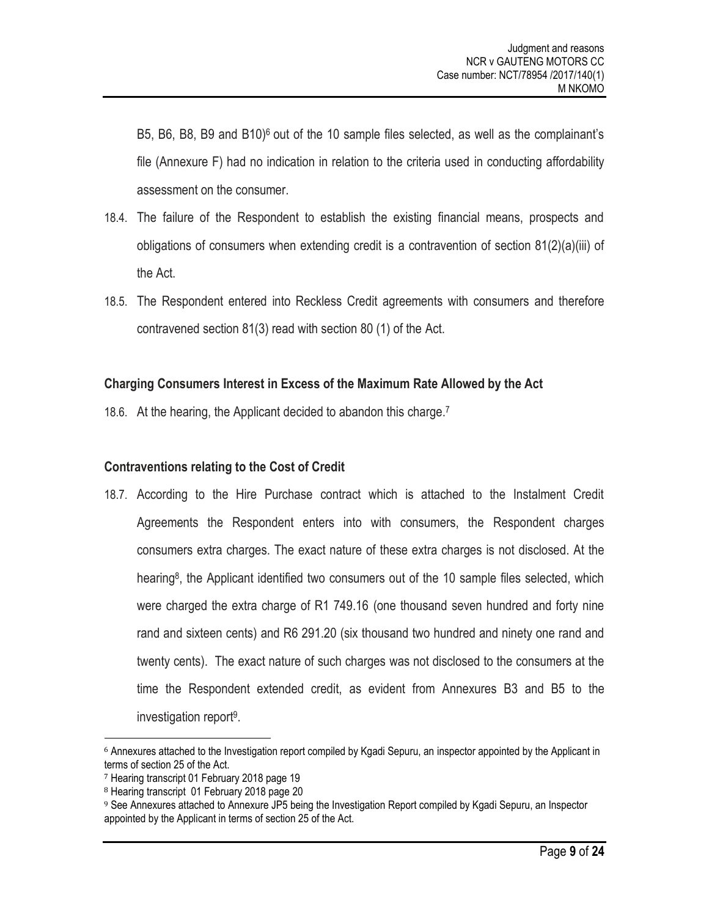B5, B6, B8, B9 and B10)[6] out of the 10 sample files selected, as well as the complainant's file (Annexure F) had no indication in relation to the criteria used in conducting affordability assessment on the consumer.

18.4. The failure of the Respondent to establish the existing financial means, prospects and obligations of consumers when extending credit is a contravention of section 81(2)(a)(iii) of the Act.

18.5. The Respondent entered into Reckless Credit agreements with consumers and therefore contravened section 81(3) read with section 80 (1) of the Act.

**Charging Consumers Interest in Excess of the Maximum Rate Allowed by the Act**

18.6. At the hearing, the Applicant decided to abandon this charge.[7]

**Contraventions relating to the Cost of Credit**

18.7. According to the Hire Purchase contract which is attached to the Instalment Credit Agreements the Respondent enters into with consumers, the Respondent charges consumers extra charges. The exact nature of these extra charges is not disclosed. At the hearing[8], the Applicant identified two consumers out of the 10 sample files selected, which were charged the extra charge of R1 749.16 (one thousand seven hundred and forty nine rand and sixteen cents) and R6 291.20 (six thousand two hundred and ninety one rand and twenty cents). The exact nature of such charges was not disclosed to the consumers at the time the Respondent extended credit, as evident from Annexures B3 and B5 to the investigation report[9].

---

[6] Annexures attached to the Investigation report compiled by Kgadi Sepuru, an inspector appointed by the Applicant in terms of section 25 of the Act.

[7] Hearing transcript 01 February 2018 page 19

[8] Hearing transcript 01 February 2018 page 20

[9] See Annexures attached to Annexure JP5 being the Investigation Report compiled by Kgadi Sepuru, an Inspector appointed by the Applicant in terms of section 25 of the Act.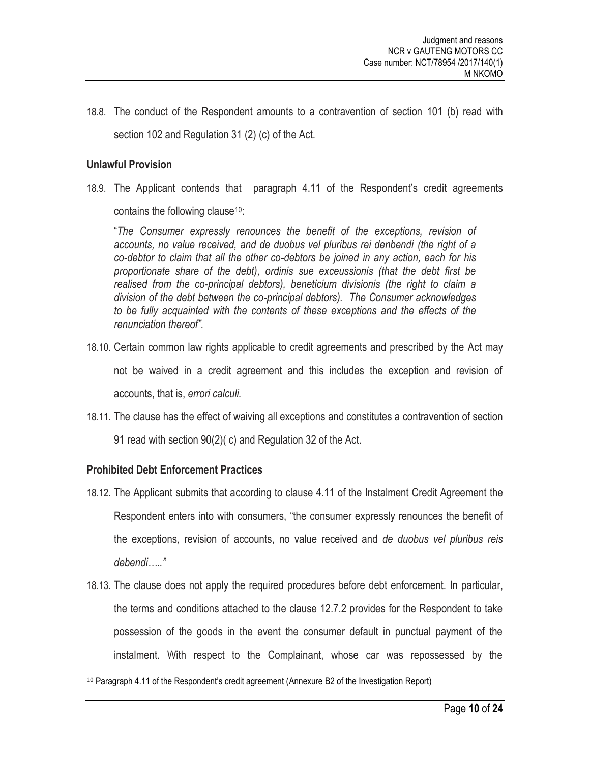18.8. The conduct of the Respondent amounts to a contravention of section 101 (b) read with section 102 and Regulation 31 (2) (c) of the Act.

**Unlawful Provision**

18.9. The Applicant contends that paragraph 4.11 of the Respondent's credit agreements contains the following clause[10]:

"*The Consumer expressly renounces the benefit of the exceptions, revision of accounts, no value received, and de duobus vel pluribus rei denbendi (the right of a co-debtor to claim that all the other co-debtors be joined in any action, each for his proportionate share of the debt), ordinis sue exceussionis (that the debt first be realised from the co-principal debtors), beneticium divisionis (the right to claim a division of the debt between the co-principal debtors). The Consumer acknowledges to be fully acquainted with the contents of these exceptions and the effects of the renunciation thereof".*

18.10. Certain common law rights applicable to credit agreements and prescribed by the Act may not be waived in a credit agreement and this includes the exception and revision of accounts, that is, *errori calculi.*

18.11. The clause has the effect of waiving all exceptions and constitutes a contravention of section 91 read with section 90(2)( c) and Regulation 32 of the Act.

**Prohibited Debt Enforcement Practices**

18.12. The Applicant submits that according to clause 4.11 of the Instalment Credit Agreement the Respondent enters into with consumers, "the consumer expressly renounces the benefit of the exceptions, revision of accounts, no value received and *de duobus vel pluribus reis debendi….."*

18.13. The clause does not apply the required procedures before debt enforcement. In particular, the terms and conditions attached to the clause 12.7.2 provides for the Respondent to take possession of the goods in the event the consumer default in punctual payment of the instalment. With respect to the Complainant, whose car was repossessed by the

[10] Paragraph 4.11 of the Respondent's credit agreement (Annexure B2 of the Investigation Report)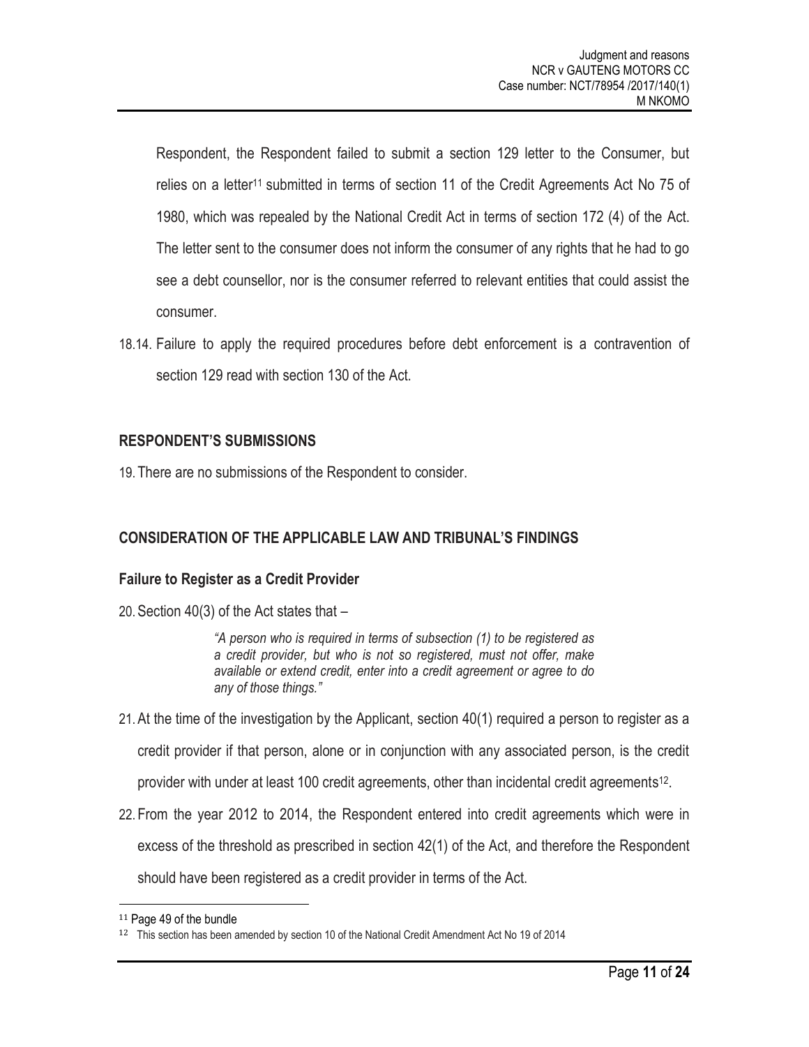Respondent, the Respondent failed to submit a section 129 letter to the Consumer, but relies on a letter[11] submitted in terms of section 11 of the Credit Agreements Act No 75 of 1980, which was repealed by the National Credit Act in terms of section 172 (4) of the Act. The letter sent to the consumer does not inform the consumer of any rights that he had to go see a debt counsellor, nor is the consumer referred to relevant entities that could assist the consumer.

18.14. Failure to apply the required procedures before debt enforcement is a contravention of section 129 read with section 130 of the Act.

## RESPONDENT'S SUBMISSIONS

19. There are no submissions of the Respondent to consider.

## CONSIDERATION OF THE APPLICABLE LAW AND TRIBUNAL'S FINDINGS

### Failure to Register as a Credit Provider

20. Section 40(3) of the Act states that –

> *"A person who is required in terms of subsection (1) to be registered as a credit provider, but who is not so registered, must not offer, make available or extend credit, enter into a credit agreement or agree to do any of those things."*

21. At the time of the investigation by the Applicant, section 40(1) required a person to register as a credit provider if that person, alone or in conjunction with any associated person, is the credit provider with under at least 100 credit agreements, other than incidental credit agreements[12].

22. From the year 2012 to 2014, the Respondent entered into credit agreements which were in excess of the threshold as prescribed in section 42(1) of the Act, and therefore the Respondent should have been registered as a credit provider in terms of the Act.

---

[11] Page 49 of the bundle

[12] This section has been amended by section 10 of the National Credit Amendment Act No 19 of 2014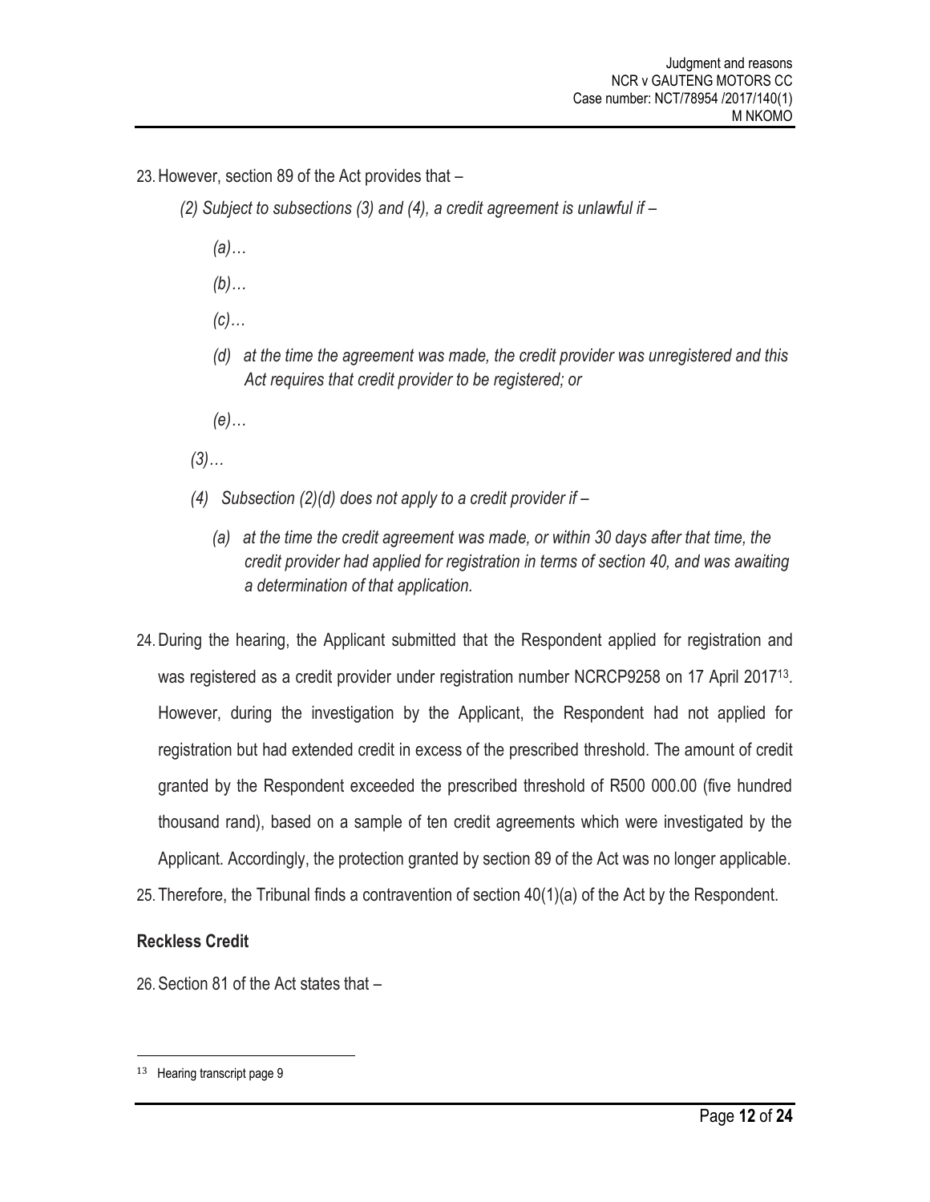23. However, section 89 of the Act provides that –

   *(2) Subject to subsections (3) and (4), a credit agreement is unlawful if –*

      *(a)…*

      *(b)…*

      *(c)…*

      *(d) at the time the agreement was made, the credit provider was unregistered and this Act requires that credit provider to be registered; or*

      *(e)…*

   *(3)…*

   *(4) Subsection (2)(d) does not apply to a credit provider if –*

      *(a) at the time the credit agreement was made, or within 30 days after that time, the credit provider had applied for registration in terms of section 40, and was awaiting a determination of that application.*

24. During the hearing, the Applicant submitted that the Respondent applied for registration and was registered as a credit provider under registration number NCRCP9258 on 17 April 2017[13]. However, during the investigation by the Applicant, the Respondent had not applied for registration but had extended credit in excess of the prescribed threshold. The amount of credit granted by the Respondent exceeded the prescribed threshold of R500 000.00 (five hundred thousand rand), based on a sample of ten credit agreements which were investigated by the Applicant. Accordingly, the protection granted by section 89 of the Act was no longer applicable.

25. Therefore, the Tribunal finds a contravention of section 40(1)(a) of the Act by the Respondent.

**Reckless Credit**

26. Section 81 of the Act states that –

---

[13] Hearing transcript page 9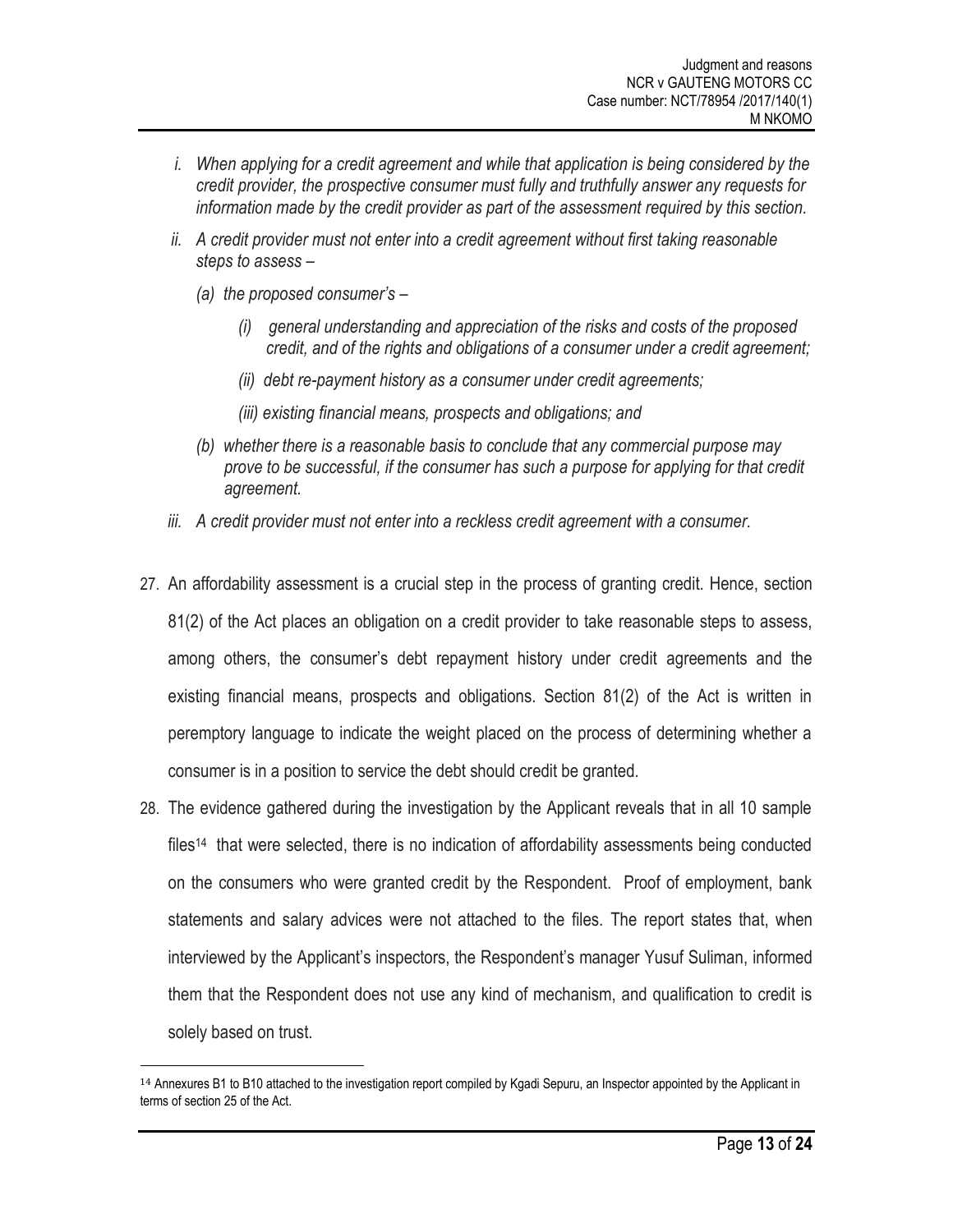*i. When applying for a credit agreement and while that application is being considered by the credit provider, the prospective consumer must fully and truthfully answer any requests for information made by the credit provider as part of the assessment required by this section.*

*ii. A credit provider must not enter into a credit agreement without first taking reasonable steps to assess –*

*(a) the proposed consumer's –*

*(i) general understanding and appreciation of the risks and costs of the proposed credit, and of the rights and obligations of a consumer under a credit agreement;*

*(ii) debt re-payment history as a consumer under credit agreements;*

*(iii) existing financial means, prospects and obligations; and*

*(b) whether there is a reasonable basis to conclude that any commercial purpose may prove to be successful, if the consumer has such a purpose for applying for that credit agreement.*

*iii. A credit provider must not enter into a reckless credit agreement with a consumer.*

27. An affordability assessment is a crucial step in the process of granting credit. Hence, section 81(2) of the Act places an obligation on a credit provider to take reasonable steps to assess, among others, the consumer's debt repayment history under credit agreements and the existing financial means, prospects and obligations. Section 81(2) of the Act is written in peremptory language to indicate the weight placed on the process of determining whether a consumer is in a position to service the debt should credit be granted.

28. The evidence gathered during the investigation by the Applicant reveals that in all 10 sample files[14] that were selected, there is no indication of affordability assessments being conducted on the consumers who were granted credit by the Respondent. Proof of employment, bank statements and salary advices were not attached to the files. The report states that, when interviewed by the Applicant's inspectors, the Respondent's manager Yusuf Suliman, informed them that the Respondent does not use any kind of mechanism, and qualification to credit is solely based on trust.

---

[14] Annexures B1 to B10 attached to the investigation report compiled by Kgadi Sepuru, an Inspector appointed by the Applicant in terms of section 25 of the Act.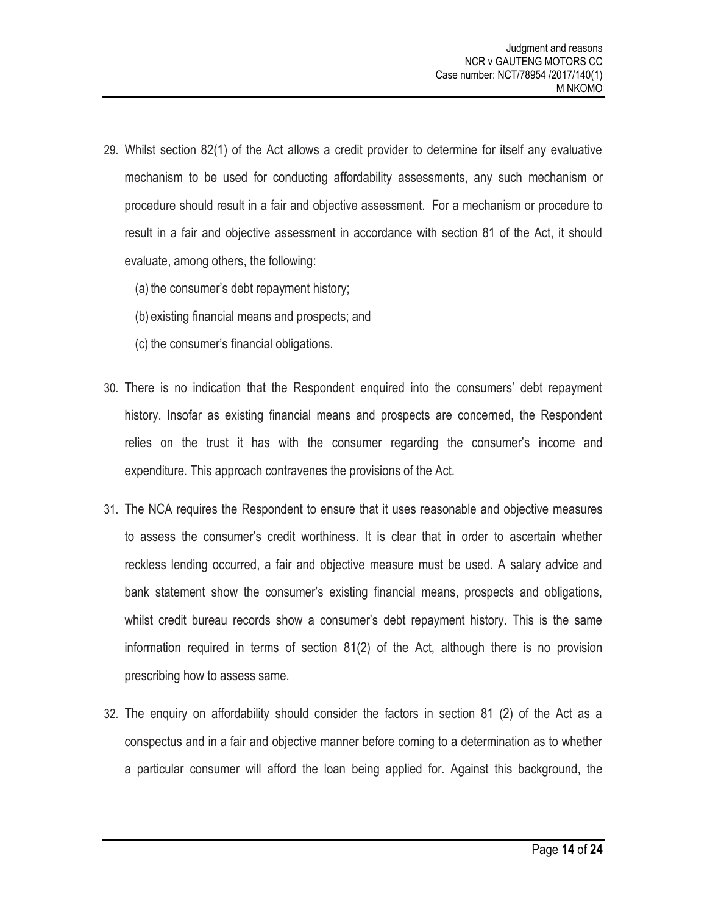29. Whilst section 82(1) of the Act allows a credit provider to determine for itself any evaluative mechanism to be used for conducting affordability assessments, any such mechanism or procedure should result in a fair and objective assessment. For a mechanism or procedure to result in a fair and objective assessment in accordance with section 81 of the Act, it should evaluate, among others, the following:

    (a) the consumer's debt repayment history;

    (b) existing financial means and prospects; and

    (c) the consumer's financial obligations.

30. There is no indication that the Respondent enquired into the consumers' debt repayment history. Insofar as existing financial means and prospects are concerned, the Respondent relies on the trust it has with the consumer regarding the consumer's income and expenditure. This approach contravenes the provisions of the Act.

31. The NCA requires the Respondent to ensure that it uses reasonable and objective measures to assess the consumer's credit worthiness. It is clear that in order to ascertain whether reckless lending occurred, a fair and objective measure must be used. A salary advice and bank statement show the consumer's existing financial means, prospects and obligations, whilst credit bureau records show a consumer's debt repayment history. This is the same information required in terms of section 81(2) of the Act, although there is no provision prescribing how to assess same.

32. The enquiry on affordability should consider the factors in section 81 (2) of the Act as a conspectus and in a fair and objective manner before coming to a determination as to whether a particular consumer will afford the loan being applied for. Against this background, the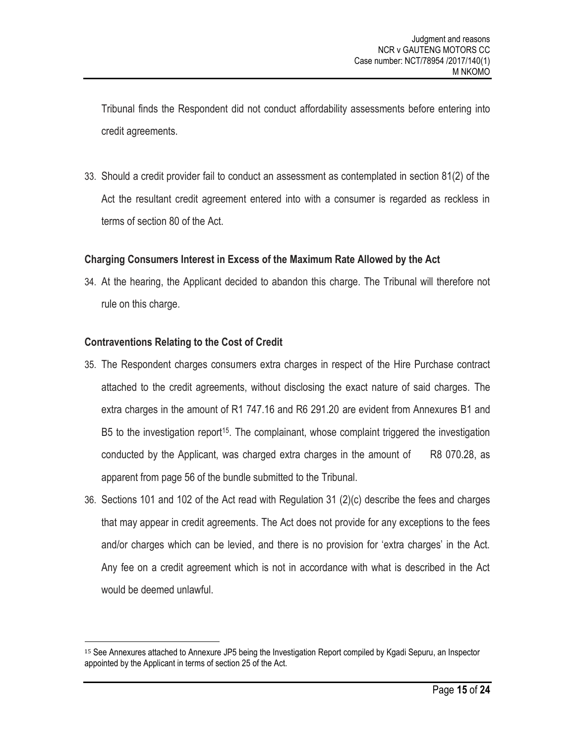Tribunal finds the Respondent did not conduct affordability assessments before entering into credit agreements.

33. Should a credit provider fail to conduct an assessment as contemplated in section 81(2) of the Act the resultant credit agreement entered into with a consumer is regarded as reckless in terms of section 80 of the Act.

**Charging Consumers Interest in Excess of the Maximum Rate Allowed by the Act**

34. At the hearing, the Applicant decided to abandon this charge. The Tribunal will therefore not rule on this charge.

**Contraventions Relating to the Cost of Credit**

35. The Respondent charges consumers extra charges in respect of the Hire Purchase contract attached to the credit agreements, without disclosing the exact nature of said charges. The extra charges in the amount of R1 747.16 and R6 291.20 are evident from Annexures B1 and B5 to the investigation report[15]. The complainant, whose complaint triggered the investigation conducted by the Applicant, was charged extra charges in the amount of R8 070.28, as apparent from page 56 of the bundle submitted to the Tribunal.

36. Sections 101 and 102 of the Act read with Regulation 31 (2)(c) describe the fees and charges that may appear in credit agreements. The Act does not provide for any exceptions to the fees and/or charges which can be levied, and there is no provision for 'extra charges' in the Act. Any fee on a credit agreement which is not in accordance with what is described in the Act would be deemed unlawful.

[15] See Annexures attached to Annexure JP5 being the Investigation Report compiled by Kgadi Sepuru, an Inspector appointed by the Applicant in terms of section 25 of the Act.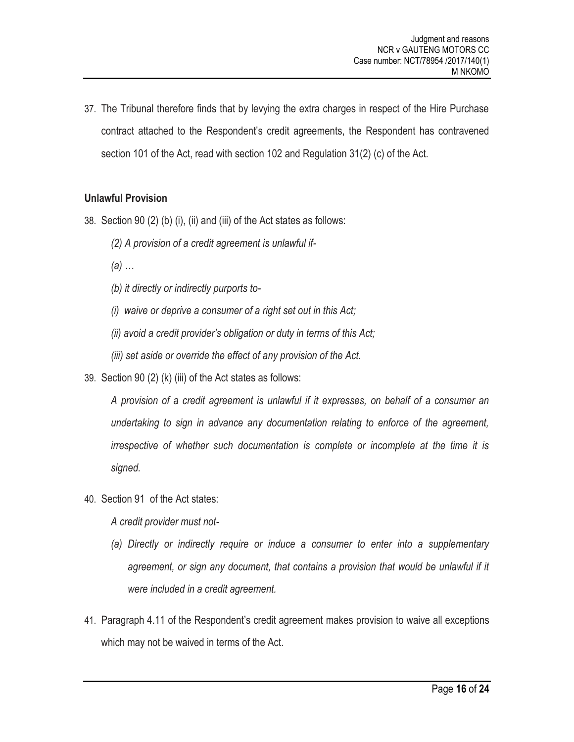37. The Tribunal therefore finds that by levying the extra charges in respect of the Hire Purchase contract attached to the Respondent's credit agreements, the Respondent has contravened section 101 of the Act, read with section 102 and Regulation 31(2) (c) of the Act.

**Unlawful Provision**

38. Section 90 (2) (b) (i), (ii) and (iii) of the Act states as follows:

    *(2) A provision of a credit agreement is unlawful if-*

    *(a) …*

    *(b) it directly or indirectly purports to-*

    *(i) waive or deprive a consumer of a right set out in this Act;*

    *(ii) avoid a credit provider's obligation or duty in terms of this Act;*

    *(iii) set aside or override the effect of any provision of the Act.*

39. Section 90 (2) (k) (iii) of the Act states as follows:

    *A provision of a credit agreement is unlawful if it expresses, on behalf of a consumer an undertaking to sign in advance any documentation relating to enforce of the agreement, irrespective of whether such documentation is complete or incomplete at the time it is signed.*

40. Section 91 of the Act states:

    *A credit provider must not-*

    *(a) Directly or indirectly require or induce a consumer to enter into a supplementary agreement, or sign any document, that contains a provision that would be unlawful if it were included in a credit agreement.*

41. Paragraph 4.11 of the Respondent's credit agreement makes provision to waive all exceptions which may not be waived in terms of the Act.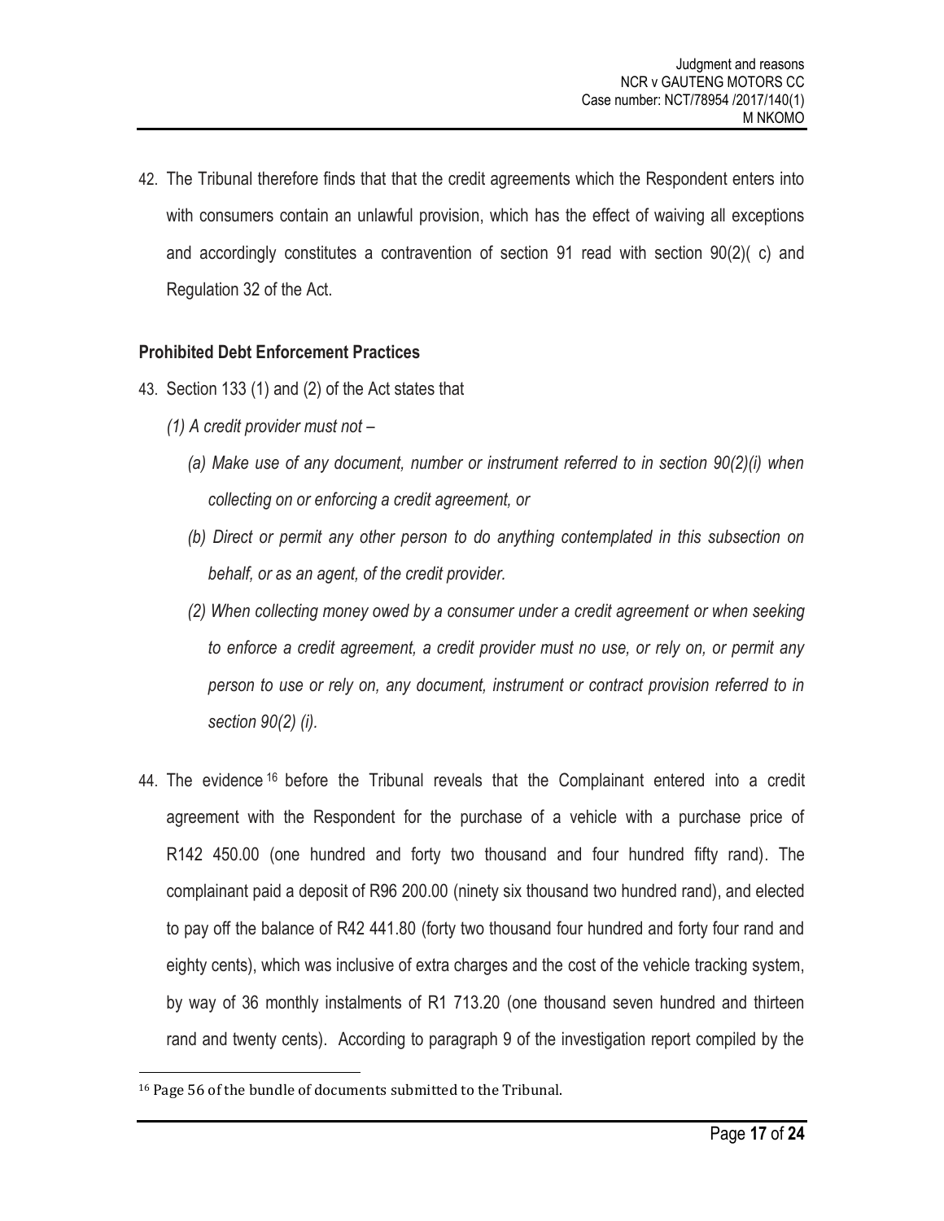42. The Tribunal therefore finds that that the credit agreements which the Respondent enters into with consumers contain an unlawful provision, which has the effect of waiving all exceptions and accordingly constitutes a contravention of section 91 read with section 90(2)( c) and Regulation 32 of the Act.

**Prohibited Debt Enforcement Practices**

43. Section 133 (1) and (2) of the Act states that

    *(1) A credit provider must not –*

    *(a) Make use of any document, number or instrument referred to in section 90(2)(i) when collecting on or enforcing a credit agreement, or*

    *(b) Direct or permit any other person to do anything contemplated in this subsection on behalf, or as an agent, of the credit provider.*

    *(2) When collecting money owed by a consumer under a credit agreement or when seeking to enforce a credit agreement, a credit provider must no use, or rely on, or permit any person to use or rely on, any document, instrument or contract provision referred to in section 90(2) (i).*

44. The evidence [16] before the Tribunal reveals that the Complainant entered into a credit agreement with the Respondent for the purchase of a vehicle with a purchase price of R142 450.00 (one hundred and forty two thousand and four hundred fifty rand). The complainant paid a deposit of R96 200.00 (ninety six thousand two hundred rand), and elected to pay off the balance of R42 441.80 (forty two thousand four hundred and forty four rand and eighty cents), which was inclusive of extra charges and the cost of the vehicle tracking system, by way of 36 monthly instalments of R1 713.20 (one thousand seven hundred and thirteen rand and twenty cents). According to paragraph 9 of the investigation report compiled by the

[16] Page 56 of the bundle of documents submitted to the Tribunal.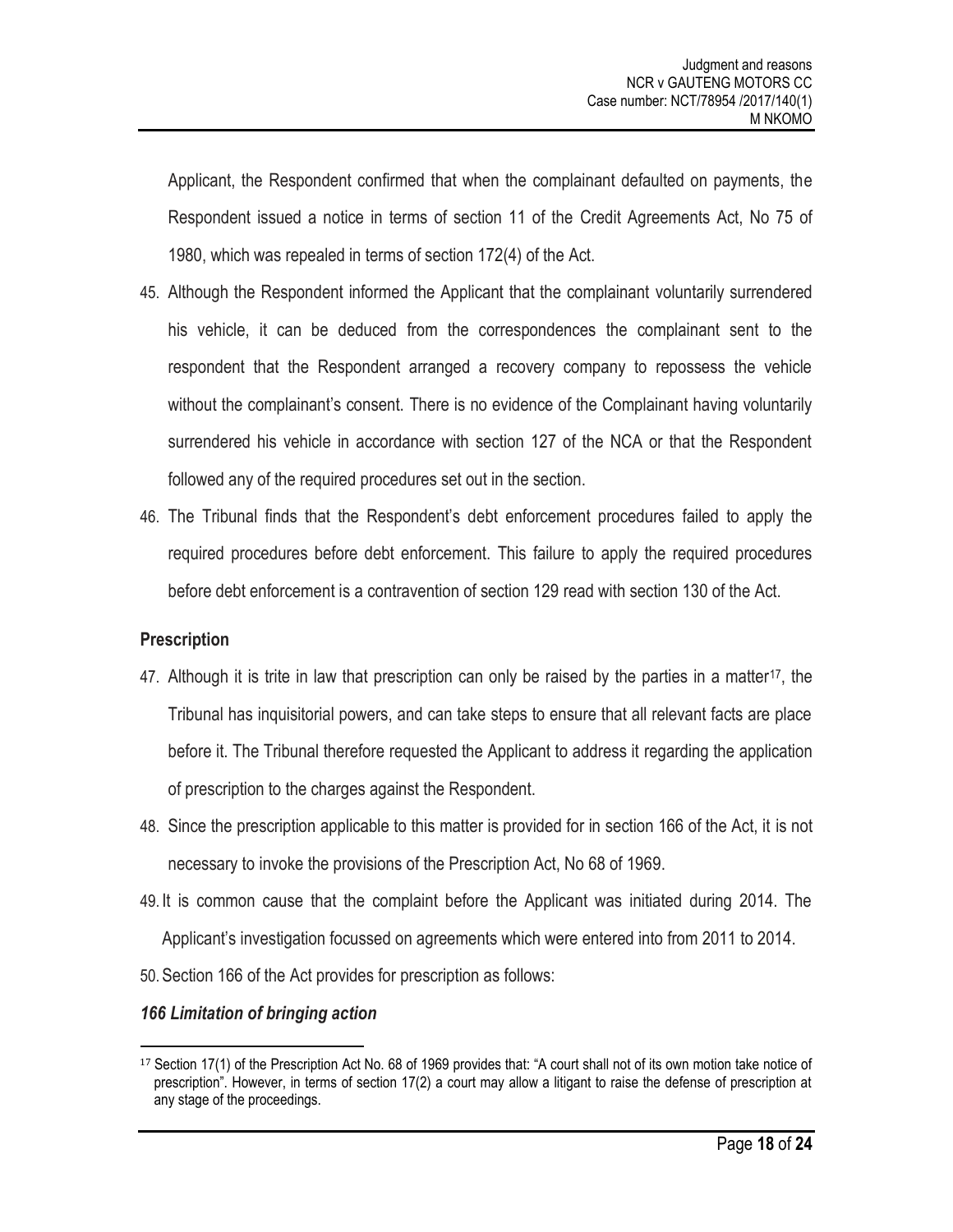Applicant, the Respondent confirmed that when the complainant defaulted on payments, the Respondent issued a notice in terms of section 11 of the Credit Agreements Act, No 75 of 1980, which was repealed in terms of section 172(4) of the Act.

45. Although the Respondent informed the Applicant that the complainant voluntarily surrendered his vehicle, it can be deduced from the correspondences the complainant sent to the respondent that the Respondent arranged a recovery company to repossess the vehicle without the complainant's consent. There is no evidence of the Complainant having voluntarily surrendered his vehicle in accordance with section 127 of the NCA or that the Respondent followed any of the required procedures set out in the section.

46. The Tribunal finds that the Respondent's debt enforcement procedures failed to apply the required procedures before debt enforcement. This failure to apply the required procedures before debt enforcement is a contravention of section 129 read with section 130 of the Act.

**Prescription**

47. Although it is trite in law that prescription can only be raised by the parties in a matter[17], the Tribunal has inquisitorial powers, and can take steps to ensure that all relevant facts are place before it. The Tribunal therefore requested the Applicant to address it regarding the application of prescription to the charges against the Respondent.

48. Since the prescription applicable to this matter is provided for in section 166 of the Act, it is not necessary to invoke the provisions of the Prescription Act, No 68 of 1969.

49. It is common cause that the complaint before the Applicant was initiated during 2014. The Applicant's investigation focussed on agreements which were entered into from 2011 to 2014.

50. Section 166 of the Act provides for prescription as follows:

***166 Limitation of bringing action***

---

[17] Section 17(1) of the Prescription Act No. 68 of 1969 provides that: "A court shall not of its own motion take notice of prescription". However, in terms of section 17(2) a court may allow a litigant to raise the defense of prescription at any stage of the proceedings.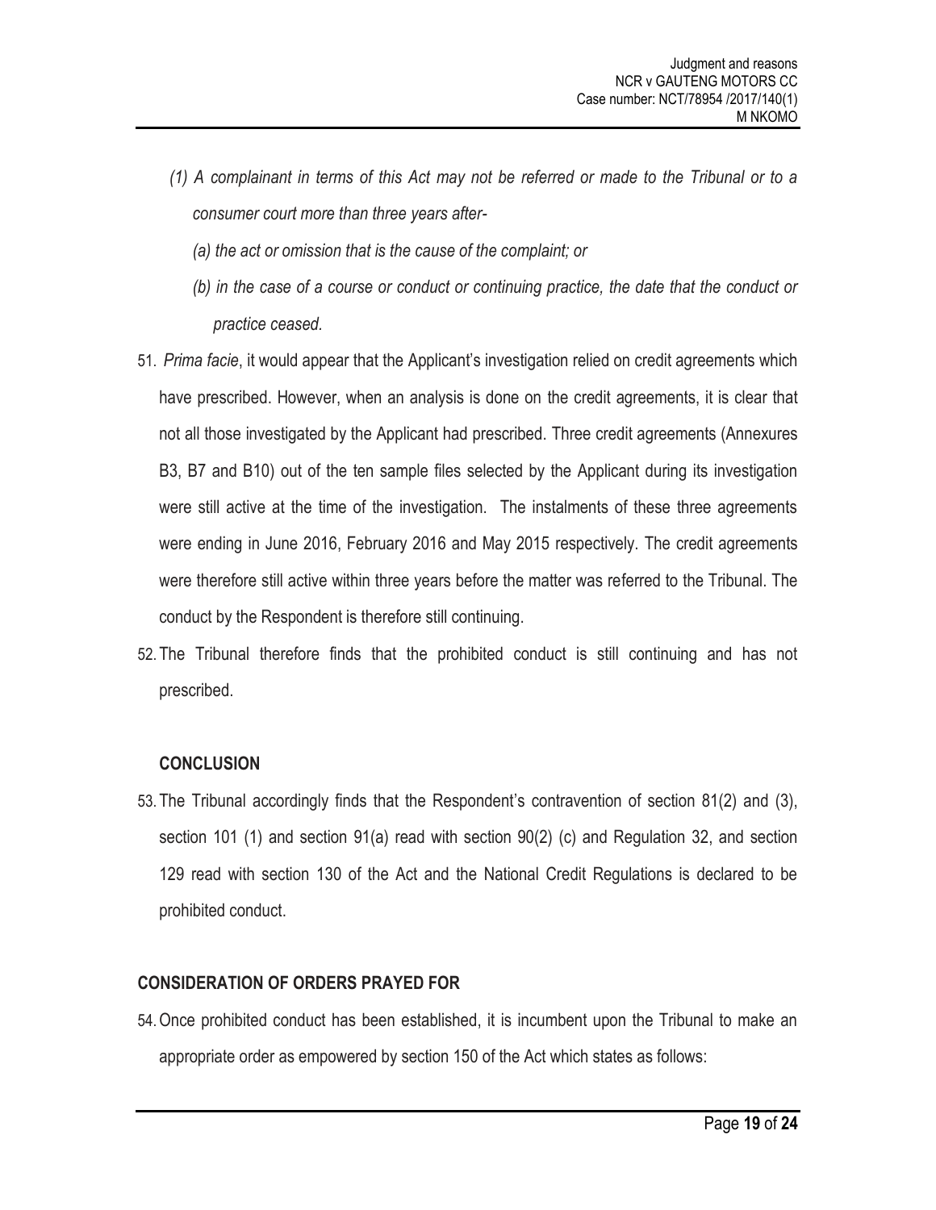*(1) A complainant in terms of this Act may not be referred or made to the Tribunal or to a consumer court more than three years after-*

*(a) the act or omission that is the cause of the complaint; or*

*(b) in the case of a course or conduct or continuing practice, the date that the conduct or practice ceased.*

51. *Prima facie*, it would appear that the Applicant's investigation relied on credit agreements which have prescribed. However, when an analysis is done on the credit agreements, it is clear that not all those investigated by the Applicant had prescribed. Three credit agreements (Annexures B3, B7 and B10) out of the ten sample files selected by the Applicant during its investigation were still active at the time of the investigation. The instalments of these three agreements were ending in June 2016, February 2016 and May 2015 respectively. The credit agreements were therefore still active within three years before the matter was referred to the Tribunal. The conduct by the Respondent is therefore still continuing.

52. The Tribunal therefore finds that the prohibited conduct is still continuing and has not prescribed.

**CONCLUSION**

53. The Tribunal accordingly finds that the Respondent's contravention of section 81(2) and (3), section 101 (1) and section 91(a) read with section 90(2) (c) and Regulation 32, and section 129 read with section 130 of the Act and the National Credit Regulations is declared to be prohibited conduct.

**CONSIDERATION OF ORDERS PRAYED FOR**

54. Once prohibited conduct has been established, it is incumbent upon the Tribunal to make an appropriate order as empowered by section 150 of the Act which states as follows: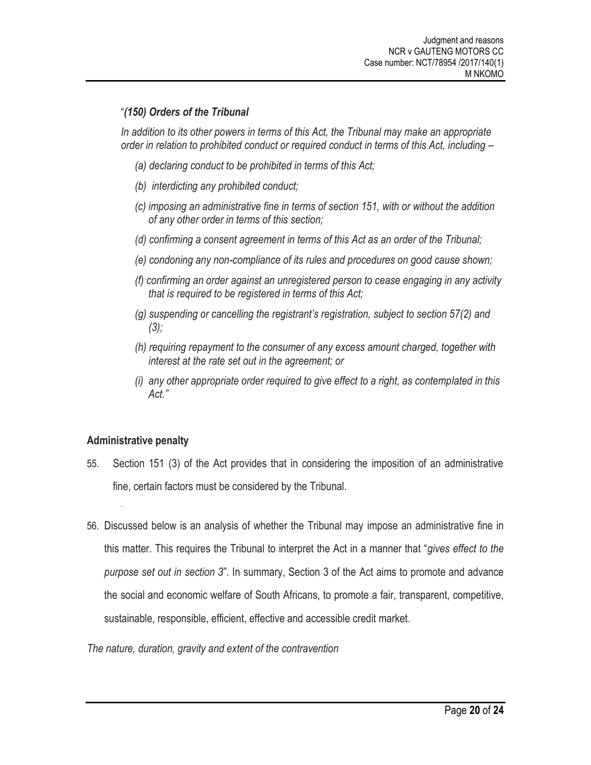"***(150) Orders of the Tribunal***

*In addition to its other powers in terms of this Act, the Tribunal may make an appropriate order in relation to prohibited conduct or required conduct in terms of this Act, including –*

- *(a) declaring conduct to be prohibited in terms of this Act;*
- *(b) interdicting any prohibited conduct;*
- *(c) imposing an administrative fine in terms of section 151, with or without the addition of any other order in terms of this section;*
- *(d) confirming a consent agreement in terms of this Act as an order of the Tribunal;*
- *(e) condoning any non-compliance of its rules and procedures on good cause shown;*
- *(f) confirming an order against an unregistered person to cease engaging in any activity that is required to be registered in terms of this Act;*
- *(g) suspending or cancelling the registrant's registration, subject to section 57(2) and (3);*
- *(h) requiring repayment to the consumer of any excess amount charged, together with interest at the rate set out in the agreement; or*
- *(i) any other appropriate order required to give effect to a right, as contemplated in this Act."*

**Administrative penalty**

55. Section 151 (3) of the Act provides that in considering the imposition of an administrative fine, certain factors must be considered by the Tribunal.

56. Discussed below is an analysis of whether the Tribunal may impose an administrative fine in this matter. This requires the Tribunal to interpret the Act in a manner that "*gives effect to the purpose set out in section 3*". In summary, Section 3 of the Act aims to promote and advance the social and economic welfare of South Africans, to promote a fair, transparent, competitive, sustainable, responsible, efficient, effective and accessible credit market.

*The nature, duration, gravity and extent of the contravention*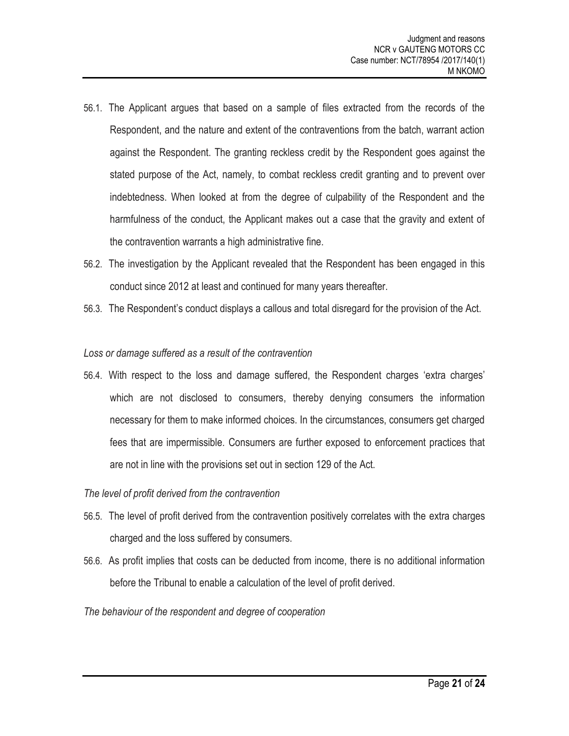56.1. The Applicant argues that based on a sample of files extracted from the records of the Respondent, and the nature and extent of the contraventions from the batch, warrant action against the Respondent. The granting reckless credit by the Respondent goes against the stated purpose of the Act, namely, to combat reckless credit granting and to prevent over indebtedness. When looked at from the degree of culpability of the Respondent and the harmfulness of the conduct, the Applicant makes out a case that the gravity and extent of the contravention warrants a high administrative fine.

56.2. The investigation by the Applicant revealed that the Respondent has been engaged in this conduct since 2012 at least and continued for many years thereafter.

56.3. The Respondent's conduct displays a callous and total disregard for the provision of the Act.

*Loss or damage suffered as a result of the contravention*

56.4. With respect to the loss and damage suffered, the Respondent charges 'extra charges' which are not disclosed to consumers, thereby denying consumers the information necessary for them to make informed choices. In the circumstances, consumers get charged fees that are impermissible. Consumers are further exposed to enforcement practices that are not in line with the provisions set out in section 129 of the Act.

*The level of profit derived from the contravention*

56.5. The level of profit derived from the contravention positively correlates with the extra charges charged and the loss suffered by consumers.

56.6. As profit implies that costs can be deducted from income, there is no additional information before the Tribunal to enable a calculation of the level of profit derived.

*The behaviour of the respondent and degree of cooperation*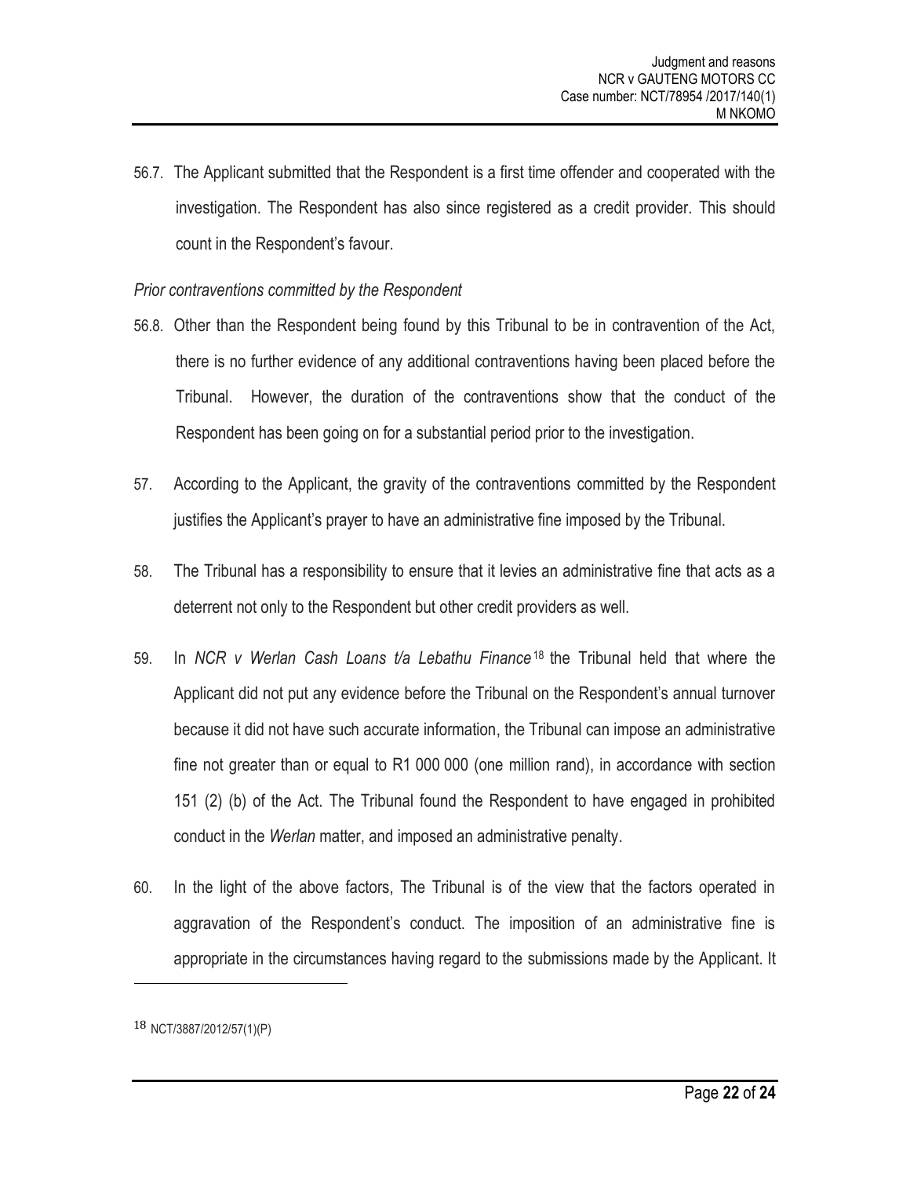56.7. The Applicant submitted that the Respondent is a first time offender and cooperated with the investigation. The Respondent has also since registered as a credit provider. This should count in the Respondent's favour.

*Prior contraventions committed by the Respondent*

56.8. Other than the Respondent being found by this Tribunal to be in contravention of the Act, there is no further evidence of any additional contraventions having been placed before the Tribunal. However, the duration of the contraventions show that the conduct of the Respondent has been going on for a substantial period prior to the investigation.

57. According to the Applicant, the gravity of the contraventions committed by the Respondent justifies the Applicant's prayer to have an administrative fine imposed by the Tribunal.

58. The Tribunal has a responsibility to ensure that it levies an administrative fine that acts as a deterrent not only to the Respondent but other credit providers as well.

59. In *NCR v Werlan Cash Loans t/a Lebathu Finance*[18] the Tribunal held that where the Applicant did not put any evidence before the Tribunal on the Respondent's annual turnover because it did not have such accurate information, the Tribunal can impose an administrative fine not greater than or equal to R1 000 000 (one million rand), in accordance with section 151 (2) (b) of the Act. The Tribunal found the Respondent to have engaged in prohibited conduct in the *Werlan* matter, and imposed an administrative penalty.

60. In the light of the above factors, The Tribunal is of the view that the factors operated in aggravation of the Respondent's conduct. The imposition of an administrative fine is appropriate in the circumstances having regard to the submissions made by the Applicant. It

[18] NCT/3887/2012/57(1)(P)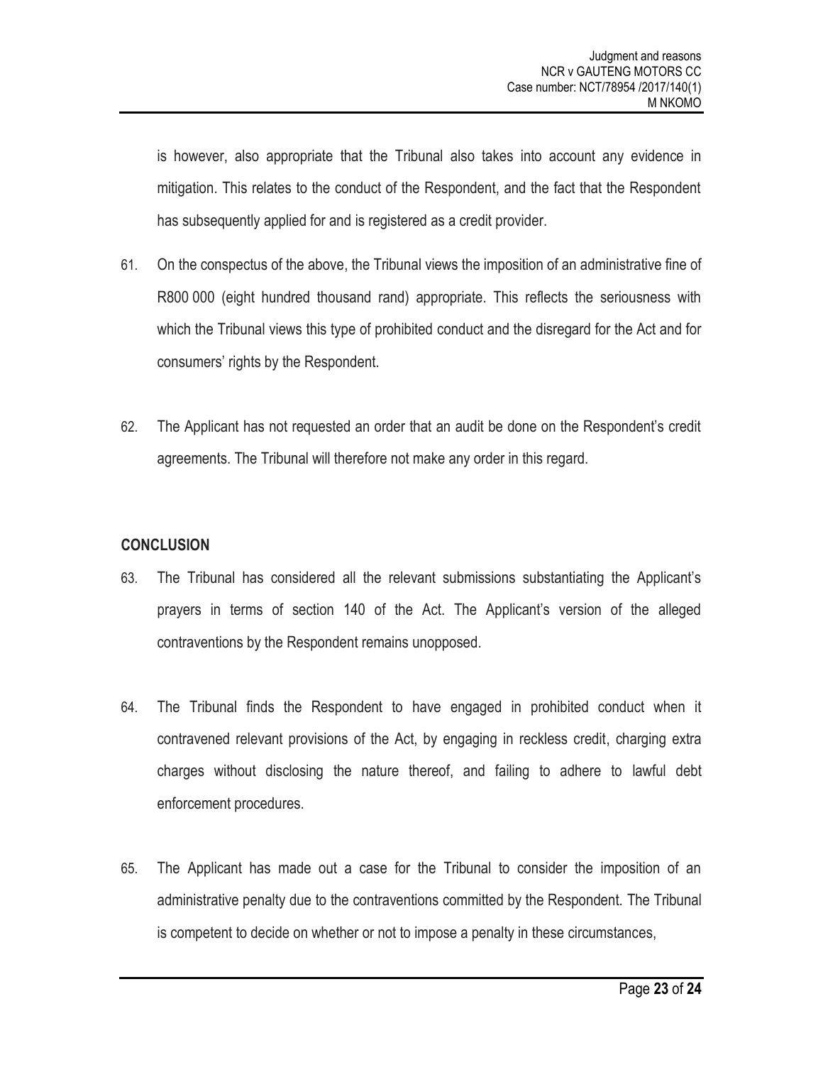is however, also appropriate that the Tribunal also takes into account any evidence in mitigation. This relates to the conduct of the Respondent, and the fact that the Respondent has subsequently applied for and is registered as a credit provider.

61. On the conspectus of the above, the Tribunal views the imposition of an administrative fine of R800 000 (eight hundred thousand rand) appropriate. This reflects the seriousness with which the Tribunal views this type of prohibited conduct and the disregard for the Act and for consumers' rights by the Respondent.

62. The Applicant has not requested an order that an audit be done on the Respondent's credit agreements. The Tribunal will therefore not make any order in this regard.

## CONCLUSION

63. The Tribunal has considered all the relevant submissions substantiating the Applicant's prayers in terms of section 140 of the Act. The Applicant's version of the alleged contraventions by the Respondent remains unopposed.

64. The Tribunal finds the Respondent to have engaged in prohibited conduct when it contravened relevant provisions of the Act, by engaging in reckless credit, charging extra charges without disclosing the nature thereof, and failing to adhere to lawful debt enforcement procedures.

65. The Applicant has made out a case for the Tribunal to consider the imposition of an administrative penalty due to the contraventions committed by the Respondent. The Tribunal is competent to decide on whether or not to impose a penalty in these circumstances,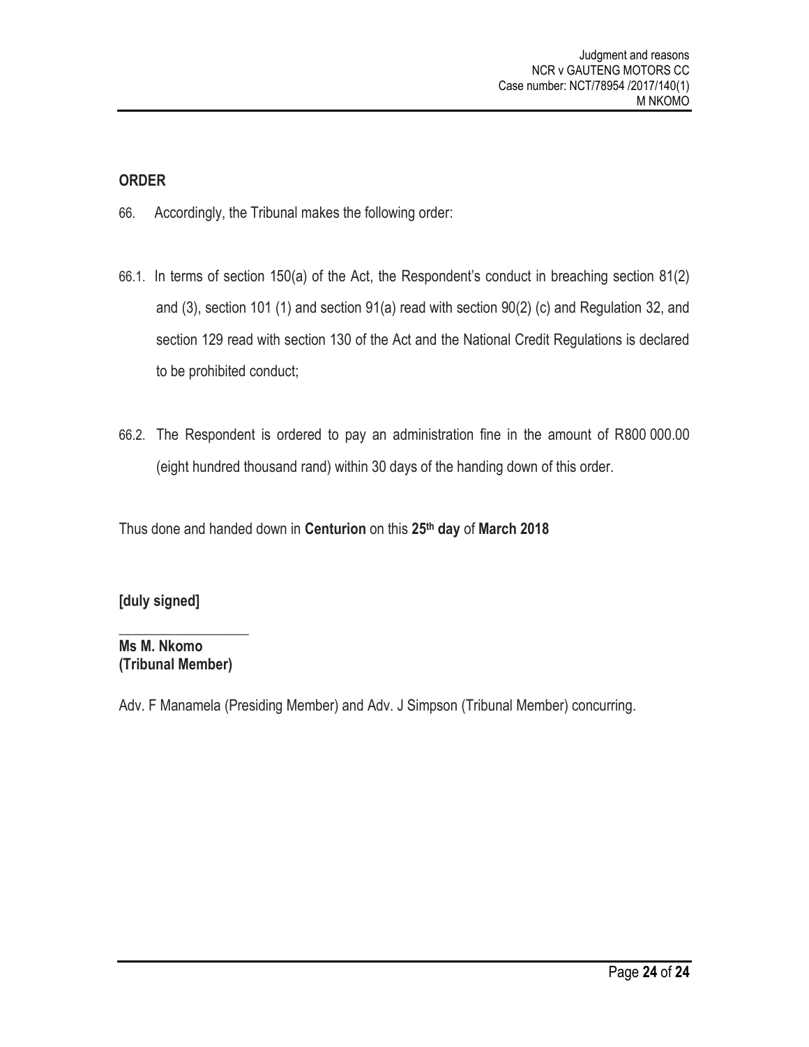## ORDER

66. Accordingly, the Tribunal makes the following order:

66.1. In terms of section 150(a) of the Act, the Respondent's conduct in breaching section 81(2) and (3), section 101 (1) and section 91(a) read with section 90(2) (c) and Regulation 32, and section 129 read with section 130 of the Act and the National Credit Regulations is declared to be prohibited conduct;

66.2. The Respondent is ordered to pay an administration fine in the amount of R800 000.00 (eight hundred thousand rand) within 30 days of the handing down of this order.

Thus done and handed down in **Centurion** on this **25th day** of **March 2018**

**[duly signed]**

\_\_\_\_\_\_\_\_\_\_\_\_\_\_\_\_\_\_\_

**Ms M. Nkomo**
**(Tribunal Member)**

Adv. F Manamela (Presiding Member) and Adv. J Simpson (Tribunal Member) concurring.